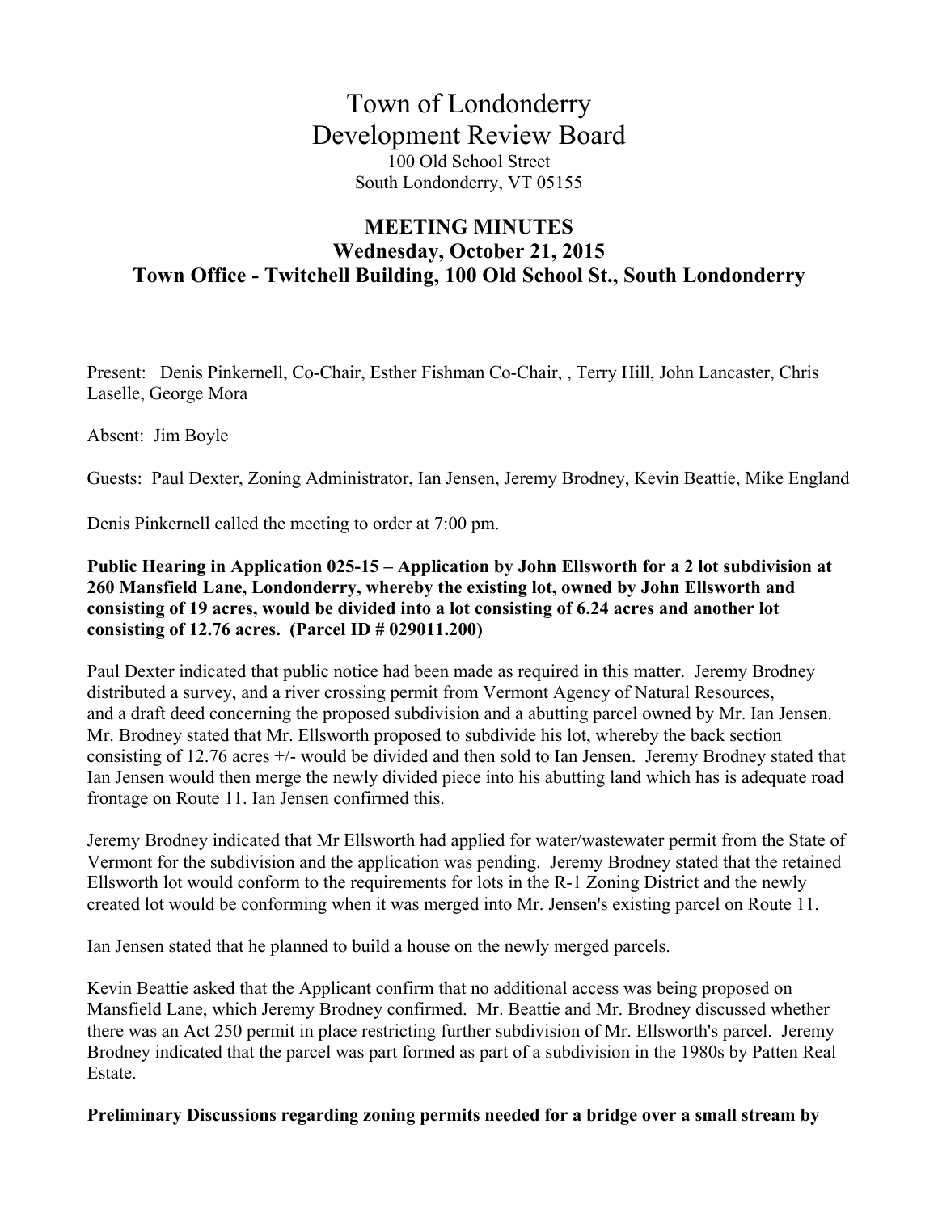# Town of Londonderry
## Development Review Board

100 Old School Street
South Londonderry, VT 05155

## MEETING MINUTES
### Wednesday, October 21, 2015
### Town Office - Twitchell Building, 100 Old School St., South Londonderry

Present: Denis Pinkernell, Co-Chair, Esther Fishman Co-Chair, , Terry Hill, John Lancaster, Chris Laselle, George Mora

Absent: Jim Boyle

Guests: Paul Dexter, Zoning Administrator, Ian Jensen, Jeremy Brodney, Kevin Beattie, Mike England

Denis Pinkernell called the meeting to order at 7:00 pm.

**Public Hearing in Application 025-15 – Application by John Ellsworth for a 2 lot subdivision at 260 Mansfield Lane, Londonderry, whereby the existing lot, owned by John Ellsworth and consisting of 19 acres, would be divided into a lot consisting of 6.24 acres and another lot consisting of 12.76 acres. (Parcel ID # 029011.200)**

Paul Dexter indicated that public notice had been made as required in this matter. Jeremy Brodney distributed a survey, and a river crossing permit from Vermont Agency of Natural Resources, and a draft deed concerning the proposed subdivision and a abutting parcel owned by Mr. Ian Jensen. Mr. Brodney stated that Mr. Ellsworth proposed to subdivide his lot, whereby the back section consisting of 12.76 acres +/- would be divided and then sold to Ian Jensen. Jeremy Brodney stated that Ian Jensen would then merge the newly divided piece into his abutting land which has is adequate road frontage on Route 11. Ian Jensen confirmed this.

Jeremy Brodney indicated that Mr Ellsworth had applied for water/wastewater permit from the State of Vermont for the subdivision and the application was pending. Jeremy Brodney stated that the retained Ellsworth lot would conform to the requirements for lots in the R-1 Zoning District and the newly created lot would be conforming when it was merged into Mr. Jensen's existing parcel on Route 11.

Ian Jensen stated that he planned to build a house on the newly merged parcels.

Kevin Beattie asked that the Applicant confirm that no additional access was being proposed on Mansfield Lane, which Jeremy Brodney confirmed. Mr. Beattie and Mr. Brodney discussed whether there was an Act 250 permit in place restricting further subdivision of Mr. Ellsworth's parcel. Jeremy Brodney indicated that the parcel was part formed as part of a subdivision in the 1980s by Patten Real Estate.

**Preliminary Discussions regarding zoning permits needed for a bridge over a small stream by**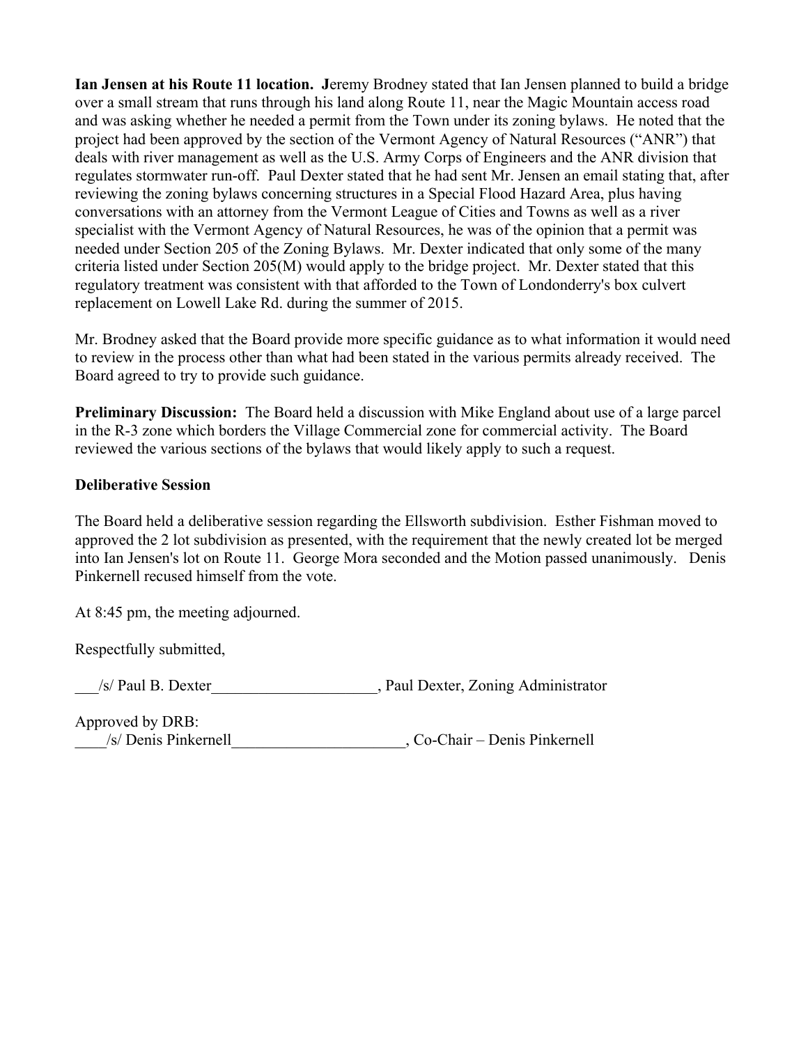**Ian Jensen at his Route 11 location.** Jeremy Brodney stated that Ian Jensen planned to build a bridge over a small stream that runs through his land along Route 11, near the Magic Mountain access road and was asking whether he needed a permit from the Town under its zoning bylaws. He noted that the project had been approved by the section of the Vermont Agency of Natural Resources ("ANR") that deals with river management as well as the U.S. Army Corps of Engineers and the ANR division that regulates stormwater run-off. Paul Dexter stated that he had sent Mr. Jensen an email stating that, after reviewing the zoning bylaws concerning structures in a Special Flood Hazard Area, plus having conversations with an attorney from the Vermont League of Cities and Towns as well as a river specialist with the Vermont Agency of Natural Resources, he was of the opinion that a permit was needed under Section 205 of the Zoning Bylaws. Mr. Dexter indicated that only some of the many criteria listed under Section 205(M) would apply to the bridge project. Mr. Dexter stated that this regulatory treatment was consistent with that afforded to the Town of Londonderry's box culvert replacement on Lowell Lake Rd. during the summer of 2015.

Mr. Brodney asked that the Board provide more specific guidance as to what information it would need to review in the process other than what had been stated in the various permits already received. The Board agreed to try to provide such guidance.

**Preliminary Discussion:** The Board held a discussion with Mike England about use of a large parcel in the R-3 zone which borders the Village Commercial zone for commercial activity. The Board reviewed the various sections of the bylaws that would likely apply to such a request.

**Deliberative Session**

The Board held a deliberative session regarding the Ellsworth subdivision. Esther Fishman moved to approved the 2 lot subdivision as presented, with the requirement that the newly created lot be merged into Ian Jensen's lot on Route 11. George Mora seconded and the Motion passed unanimously. Denis Pinkernell recused himself from the vote.

At 8:45 pm, the meeting adjourned.

Respectfully submitted,

___/s/ Paul B. Dexter_____________________, Paul Dexter, Zoning Administrator

Approved by DRB:
____/s/ Denis Pinkernell______________________, Co-Chair – Denis Pinkernell